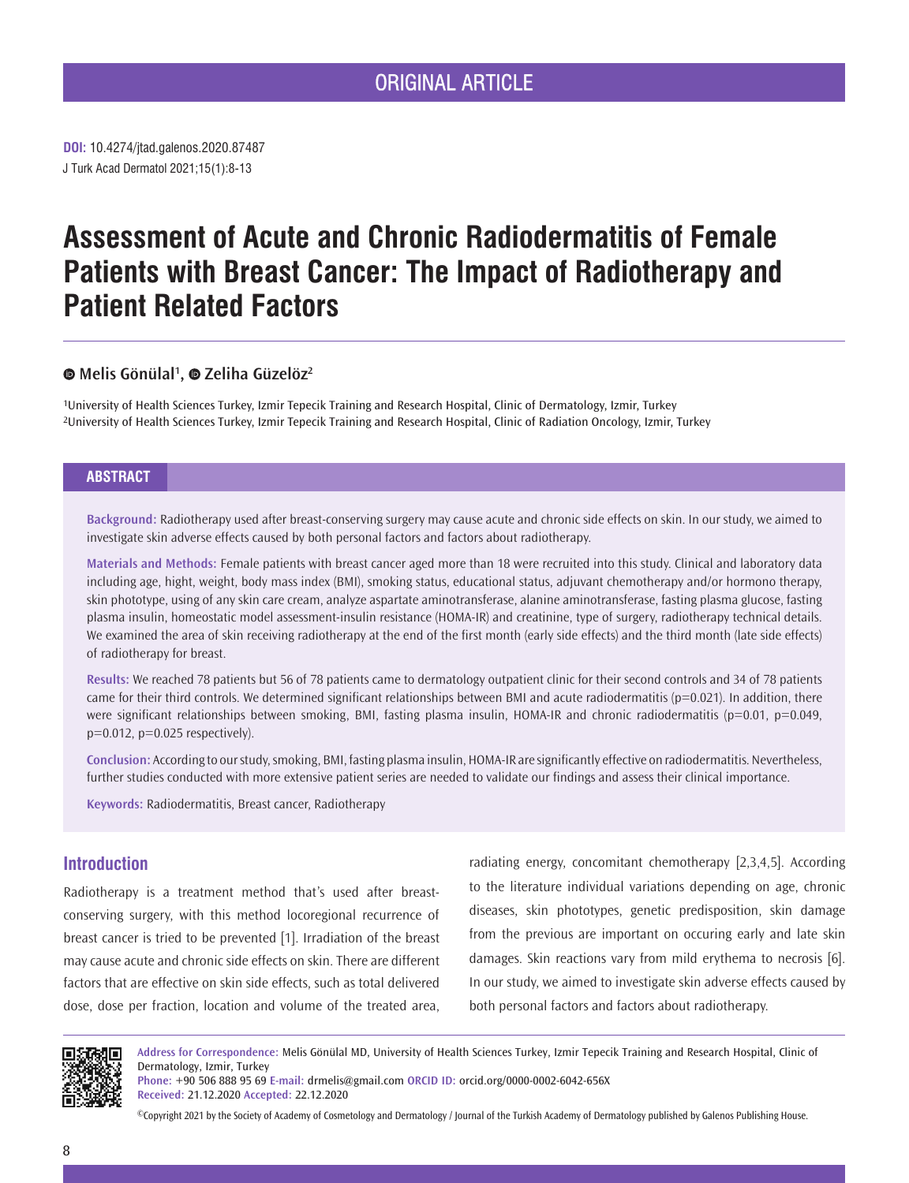ORIGINAL ARTICLE

**DOI:** 10.4274/jtad.galenos.2020.87487

# Assessment of Acute and Chronic Radiodermatitis of Female Patients with Breast Cancer: The Impact of Radiotherapy and Patient Related Factors

**Melis Gönülal[1], Zeliha Güzelöz[2]**

[1]University of Health Sciences Turkey, Izmir Tepecik Training and Research Hospital, Clinic of Dermatology, Izmir, Turkey
[2]University of Health Sciences Turkey, Izmir Tepecik Training and Research Hospital, Clinic of Radiation Oncology, Izmir, Turkey

## ABSTRACT

**Background:** Radiotherapy used after breast-conserving surgery may cause acute and chronic side effects on skin. In our study, we aimed to investigate skin adverse effects caused by both personal factors and factors about radiotherapy.

**Materials and Methods:** Female patients with breast cancer aged more than 18 were recruited into this study. Clinical and laboratory data including age, hight, weight, body mass index (BMI), smoking status, educational status, adjuvant chemotherapy and/or hormono therapy, skin phototype, using of any skin care cream, analyze aspartate aminotransferase, alanine aminotransferase, fasting plasma glucose, fasting plasma insulin, homeostatic model assessment-insulin resistance (HOMA-IR) and creatinine, type of surgery, radiotherapy technical details. We examined the area of skin receiving radiotherapy at the end of the first month (early side effects) and the third month (late side effects) of radiotherapy for breast.

**Results:** We reached 78 patients but 56 of 78 patients came to dermatology outpatient clinic for their second controls and 34 of 78 patients came for their third controls. We determined significant relationships between BMI and acute radiodermatitis ($p=0.021$). In addition, there were significant relationships between smoking, BMI, fasting plasma insulin, HOMA-IR and chronic radiodermatitis ($p=0.01$, $p=0.049$, $p=0.012$, $p=0.025$ respectively).

**Conclusion:** According to our study, smoking, BMI, fasting plasma insulin, HOMA-IR are significantly effective on radiodermatitis. Nevertheless, further studies conducted with more extensive patient series are needed to validate our findings and assess their clinical importance.

**Keywords:** Radiodermatitis, Breast cancer, Radiotherapy

## Introduction

Radiotherapy is a treatment method that's used after breast-conserving surgery, with this method locoregional recurrence of breast cancer is tried to be prevented [1]. Irradiation of the breast may cause acute and chronic side effects on skin. There are different factors that are effective on skin side effects, such as total delivered dose, dose per fraction, location and volume of the treated area, radiating energy, concomitant chemotherapy [2,3,4,5]. According to the literature individual variations depending on age, chronic diseases, skin phototypes, genetic predisposition, skin damage from the previous are important on occuring early and late skin damages. Skin reactions vary from mild erythema to necrosis [6]. In our study, we aimed to investigate skin adverse effects caused by both personal factors and factors about radiotherapy.

**Address for Correspondence:** Melis Gönülal MD, University of Health Sciences Turkey, Izmir Tepecik Training and Research Hospital, Clinic of Dermatology, Izmir, Turkey
**Phone:** +90 506 888 95 69 **E-mail:** drmelis@gmail.com **ORCID ID:** orcid.org/0000-0002-6042-656X
**Received:** 21.12.2020 **Accepted:** 22.12.2020

©Copyright 2021 by the Society of Academy of Cosmetology and Dermatology / Journal of the Turkish Academy of Dermatology published by Galenos Publishing House.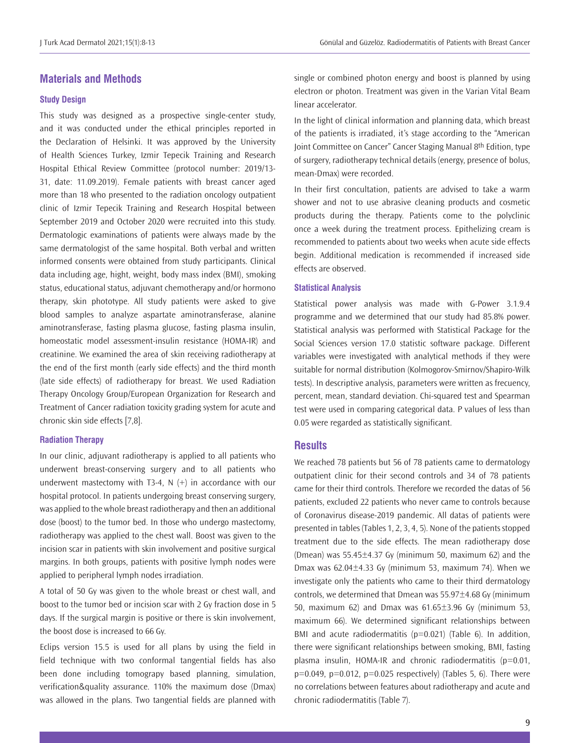## Materials and Methods

### Study Design

This study was designed as a prospective single-center study, and it was conducted under the ethical principles reported in the Declaration of Helsinki. It was approved by the University of Health Sciences Turkey, Izmir Tepecik Training and Research Hospital Ethical Review Committee (protocol number: 2019/13-31, date: 11.09.2019). Female patients with breast cancer aged more than 18 who presented to the radiation oncology outpatient clinic of Izmir Tepecik Training and Research Hospital between September 2019 and October 2020 were recruited into this study. Dermatologic examinations of patients were always made by the same dermatologist of the same hospital. Both verbal and written informed consents were obtained from study participants. Clinical data including age, hight, weight, body mass index (BMI), smoking status, educational status, adjuvant chemotherapy and/or hormono therapy, skin phototype. All study patients were asked to give blood samples to analyze aspartate aminotransferase, alanine aminotransferase, fasting plasma glucose, fasting plasma insulin, homeostatic model assessment-insulin resistance (HOMA-IR) and creatinine. We examined the area of skin receiving radiotherapy at the end of the first month (early side effects) and the third month (late side effects) of radiotherapy for breast. We used Radiation Therapy Oncology Group/European Organization for Research and Treatment of Cancer radiation toxicity grading system for acute and chronic skin side effects [7,8].

### Radiation Therapy

In our clinic, adjuvant radiotherapy is applied to all patients who underwent breast-conserving surgery and to all patients who underwent mastectomy with T3-4, N (+) in accordance with our hospital protocol. In patients undergoing breast conserving surgery, was applied to the whole breast radiotherapy and then an additional dose (boost) to the tumor bed. In those who undergo mastectomy, radiotherapy was applied to the chest wall. Boost was given to the incision scar in patients with skin involvement and positive surgical margins. In both groups, patients with positive lymph nodes were applied to peripheral lymph nodes irradiation.

A total of 50 Gy was given to the whole breast or chest wall, and boost to the tumor bed or incision scar with 2 Gy fraction dose in 5 days. If the surgical margin is positive or there is skin involvement, the boost dose is increased to 66 Gy.

Eclips version 15.5 is used for all plans by using the field in field technique with two conformal tangential fields has also been done including tomograpy based planning, simulation, verification&quality assurance. 110% the maximum dose (Dmax) was allowed in the plans. Two tangential fields are planned with single or combined photon energy and boost is planned by using electron or photon. Treatment was given in the Varian Vital Beam linear accelerator.

In the light of clinical information and planning data, which breast of the patients is irradiated, it's stage according to the "American Joint Committee on Cancer" Cancer Staging Manual 8th Edition, type of surgery, radiotherapy technical details (energy, presence of bolus, mean-Dmax) were recorded.

In their first concultation, patients are advised to take a warm shower and not to use abrasive cleaning products and cosmetic products during the therapy. Patients come to the polyclinic once a week during the treatment process. Epithelizing cream is recommended to patients about two weeks when acute side effects begin. Additional medication is recommended if increased side effects are observed.

### Statistical Analysis

Statistical power analysis was made with G-Power 3.1.9.4 programme and we determined that our study had 85.8% power. Statistical analysis was performed with Statistical Package for the Social Sciences version 17.0 statistic software package. Different variables were investigated with analytical methods if they were suitable for normal distribution (Kolmogorov-Smirnov/Shapiro-Wilk tests). In descriptive analysis, parameters were written as frecuency, percent, mean, standard deviation. Chi-squared test and Spearman test were used in comparing categorical data. P values of less than 0.05 were regarded as statistically significant.

## Results

We reached 78 patients but 56 of 78 patients came to dermatology outpatient clinic for their second controls and 34 of 78 patients came for their third controls. Therefore we recorded the datas of 56 patients, excluded 22 patients who never came to controls because of Coronavirus disease-2019 pandemic. All datas of patients were presented in tables (Tables 1, 2, 3, 4, 5). None of the patients stopped treatment due to the side effects. The mean radiotherapy dose (Dmean) was 55.45±4.37 Gy (minimum 50, maximum 62) and the Dmax was 62.04±4.33 Gy (minimum 53, maximum 74). When we investigate only the patients who came to their third dermatology controls, we determined that Dmean was 55.97±4.68 Gy (minimum 50, maximum 62) and Dmax was 61.65±3.96 Gy (minimum 53, maximum 66). We determined significant relationships between BMI and acute radiodermatitis (p=0.021) (Table 6). In addition, there were significant relationships between smoking, BMI, fasting plasma insulin, HOMA-IR and chronic radiodermatitis (p=0.01, p=0.049, p=0.012, p=0.025 respectively) (Tables 5, 6). There were no correlations between features about radiotherapy and acute and chronic radiodermatitis (Table 7).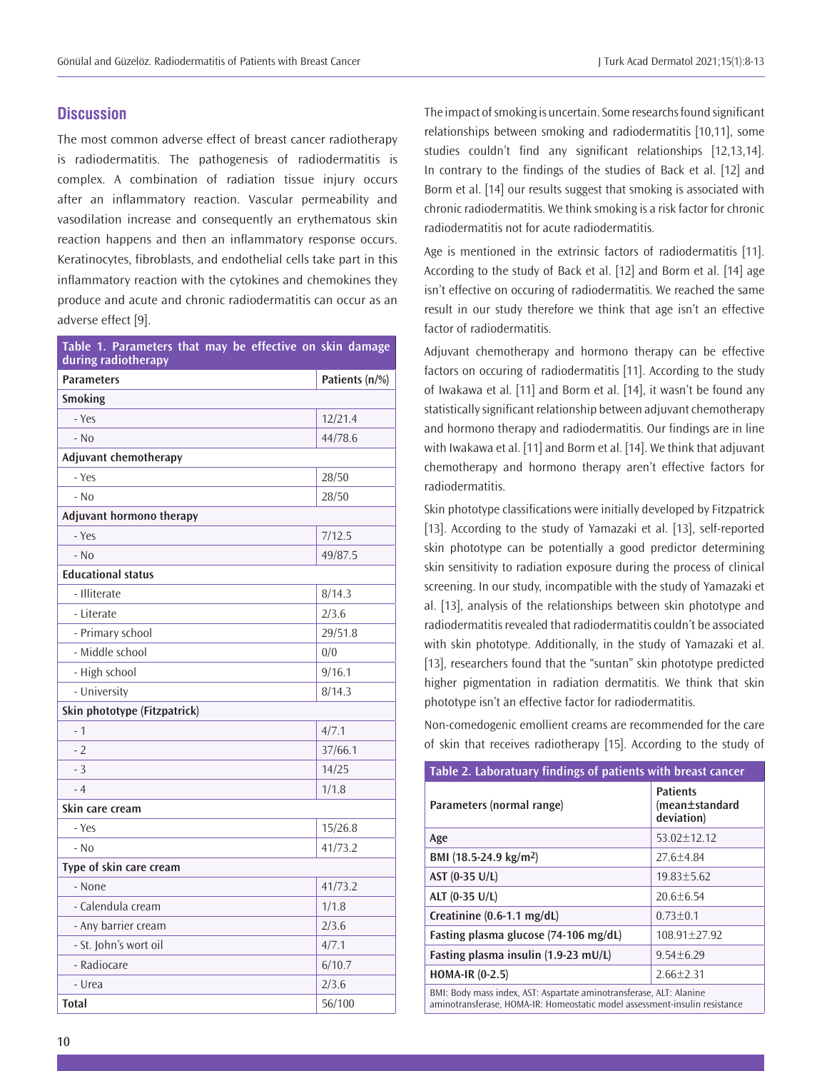## Discussion

The most common adverse effect of breast cancer radiotherapy is radiodermatitis. The pathogenesis of radiodermatitis is complex. A combination of radiation tissue injury occurs after an inflammatory reaction. Vascular permeability and vasodilation increase and consequently an erythematous skin reaction happens and then an inflammatory response occurs. Keratinocytes, fibroblasts, and endothelial cells take part in this inflammatory reaction with the cytokines and chemokines they produce and acute and chronic radiodermatitis can occur as an adverse effect [9].

**Table 1. Parameters that may be effective on skin damage during radiotherapy**

| Parameters | Patients (n/%) |
|---|---|
| **Smoking** | |
| - Yes | 12/21.4 |
| - No | 44/78.6 |
| **Adjuvant chemotherapy** | |
| - Yes | 28/50 |
| - No | 28/50 |
| **Adjuvant hormono therapy** | |
| - Yes | 7/12.5 |
| - No | 49/87.5 |
| **Educational status** | |
| - Illiterate | 8/14.3 |
| - Literate | 2/3.6 |
| - Primary school | 29/51.8 |
| - Middle school | 0/0 |
| - High school | 9/16.1 |
| - University | 8/14.3 |
| **Skin phototype (Fitzpatrick)** | |
| - 1 | 4/7.1 |
| - 2 | 37/66.1 |
| - 3 | 14/25 |
| - 4 | 1/1.8 |
| **Skin care cream** | |
| - Yes | 15/26.8 |
| - No | 41/73.2 |
| **Type of skin care cream** | |
| - None | 41/73.2 |
| - Calendula cream | 1/1.8 |
| - Any barrier cream | 2/3.6 |
| - St. John's wort oil | 4/7.1 |
| - Radiocare | 6/10.7 |
| - Urea | 2/3.6 |
| **Total** | 56/100 |

The impact of smoking is uncertain. Some researchs found significant relationships between smoking and radiodermatitis [10,11], some studies couldn't find any significant relationships [12,13,14]. In contrary to the findings of the studies of Back et al. [12] and Borm et al. [14] our results suggest that smoking is associated with chronic radiodermatitis. We think smoking is a risk factor for chronic radiodermatitis not for acute radiodermatitis.

Age is mentioned in the extrinsic factors of radiodermatitis [11]. According to the study of Back et al. [12] and Borm et al. [14] age isn't effective on occuring of radiodermatitis. We reached the same result in our study therefore we think that age isn't an effective factor of radiodermatitis.

Adjuvant chemotherapy and hormono therapy can be effective factors on occuring of radiodermatitis [11]. According to the study of Iwakawa et al. [11] and Borm et al. [14], it wasn't be found any statistically significant relationship between adjuvant chemotherapy and hormono therapy and radiodermatitis. Our findings are in line with Iwakawa et al. [11] and Borm et al. [14]. We think that adjuvant chemotherapy and hormono therapy aren't effective factors for radiodermatitis.

Skin phototype classifications were initially developed by Fitzpatrick [13]. According to the study of Yamazaki et al. [13], self-reported skin phototype can be potentially a good predictor determining skin sensitivity to radiation exposure during the process of clinical screening. In our study, incompatible with the study of Yamazaki et al. [13], analysis of the relationships between skin phototype and radiodermatitis revealed that radiodermatitis couldn't be associated with skin phototype. Additionally, in the study of Yamazaki et al. [13], researchers found that the "suntan" skin phototype predicted higher pigmentation in radiation dermatitis. We think that skin phototype isn't an effective factor for radiodermatitis.

Non-comedogenic emollient creams are recommended for the care of skin that receives radiotherapy [15]. According to the study of

**Table 2. Laboratuary findings of patients with breast cancer**

| Parameters (normal range) | Patients (mean±standard deviation) |
|---|---|
| **Age** | 53.02±12.12 |
| **BMI (18.5-24.9 kg/m$^2$)** | 27.6±4.84 |
| **AST (0-35 U/L)** | 19.83±5.62 |
| **ALT (0-35 U/L)** | 20.6±6.54 |
| **Creatinine (0.6-1.1 mg/dL)** | 0.73±0.1 |
| **Fasting plasma glucose (74-106 mg/dL)** | 108.91±27.92 |
| **Fasting plasma insulin (1.9-23 mU/L)** | 9.54±6.29 |
| **HOMA-IR (0-2.5)** | 2.66±2.31 |

BMI: Body mass index, AST: Aspartate aminotransferase, ALT: Alanine aminotransferase, HOMA-IR: Homeostatic model assessment-insulin resistance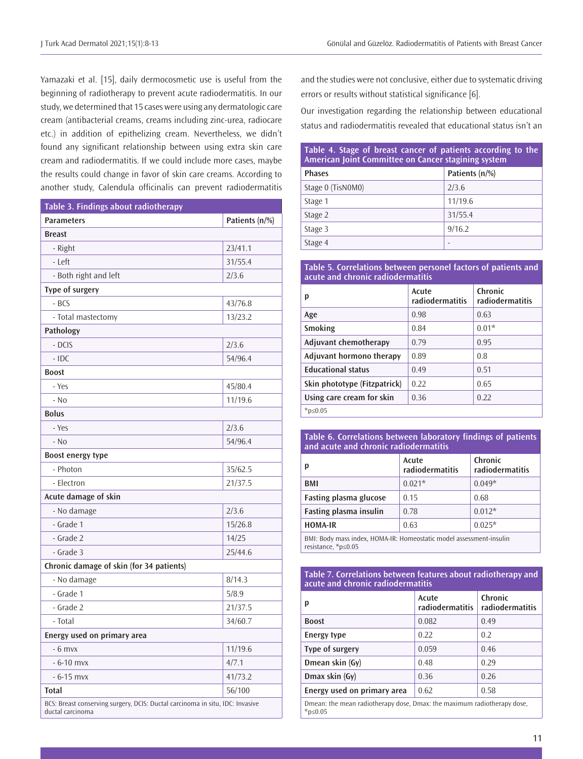Yamazaki et al. [15], daily dermocosmetic use is useful from the beginning of radiotherapy to prevent acute radiodermatitis. In our study, we determined that 15 cases were using any dermatologic care cream (antibacterial creams, creams including zinc-urea, radiocare etc.) in addition of epithelizing cream. Nevertheless, we didn't found any significant relationship between using extra skin care cream and radiodermatitis. If we could include more cases, maybe the results could change in favor of skin care creams. According to another study, Calendula officinalis can prevent radiodermatitis and the studies were not conclusive, either due to systematic driving errors or results without statistical significance [6].

Our investigation regarding the relationship between educational status and radiodermatitis revealed that educational status isn't an

**Table 3. Findings about radiotherapy**

| Parameters | Patients (n/%) |
|---|---|
| **Breast** | |
| - Right | 23/41.1 |
| - Left | 31/55.4 |
| - Both right and left | 2/3.6 |
| **Type of surgery** | |
| - BCS | 43/76.8 |
| - Total mastectomy | 13/23.2 |
| **Pathology** | |
| - DCIS | 2/3.6 |
| - IDC | 54/96.4 |
| **Boost** | |
| - Yes | 45/80.4 |
| - No | 11/19.6 |
| **Bolus** | |
| - Yes | 2/3.6 |
| - No | 54/96.4 |
| **Boost energy type** | |
| - Photon | 35/62.5 |
| - Electron | 21/37.5 |
| **Acute damage of skin** | |
| - No damage | 2/3.6 |
| - Grade 1 | 15/26.8 |
| - Grade 2 | 14/25 |
| - Grade 3 | 25/44.6 |
| **Chronic damage of skin (for 34 patients)** | |
| - No damage | 8/14.3 |
| - Grade 1 | 5/8.9 |
| - Grade 2 | 21/37.5 |
| - Total | 34/60.7 |
| **Energy used on primary area** | |
| - 6 mvx | 11/19.6 |
| - 6-10 mvx | 4/7.1 |
| - 6-15 mvx | 41/73.2 |
| **Total** | 56/100 |

BCS: Breast conserving surgery, DCIS: Ductal carcinoma in situ, IDC: Invasive ductal carcinoma

**Table 4. Stage of breast cancer of patients according to the American Joint Committee on Cancer staging system**

| Phases | Patients (n/%) |
|---|---|
| Stage 0 (TisN0M0) | 2/3.6 |
| Stage 1 | 11/19.6 |
| Stage 2 | 31/55.4 |
| Stage 3 | 9/16.2 |
| Stage 4 | - |

**Table 5. Correlations between personel factors of patients and acute and chronic radiodermatitis**

| p | Acute radiodermatitis | Chronic radiodermatitis |
|---|---|---|
| **Age** | 0.98 | 0.63 |
| **Smoking** | 0.84 | 0.01* |
| **Adjuvant chemotherapy** | 0.79 | 0.95 |
| **Adjuvant hormono therapy** | 0.89 | 0.8 |
| **Educational status** | 0.49 | 0.51 |
| **Skin phototype (Fitzpatrick)** | 0.22 | 0.65 |
| **Using care cream for skin** | 0.36 | 0.22 |

*p≤0.05

**Table 6. Correlations between laboratory findings of patients and acute and chronic radiodermatitis**

| p | Acute radiodermatitis | Chronic radiodermatitis |
|---|---|---|
| **BMI** | 0.021* | 0.049* |
| **Fasting plasma glucose** | 0.15 | 0.68 |
| **Fasting plasma insulin** | 0.78 | 0.012* |
| **HOMA-IR** | 0.63 | 0.025* |

BMI: Body mass index, HOMA-IR: Homeostatic model assessment-insulin resistance, *p≤0.05

**Table 7. Correlations between features about radiotherapy and acute and chronic radiodermatitis**

| p | Acute radiodermatitis | Chronic radiodermatitis |
|---|---|---|
| **Boost** | 0.082 | 0.49 |
| **Energy type** | 0.22 | 0.2 |
| **Type of surgery** | 0.059 | 0.46 |
| **Dmean skin (Gy)** | 0.48 | 0.29 |
| **Dmax skin (Gy)** | 0.36 | 0.26 |
| **Energy used on primary area** | 0.62 | 0.58 |

Dmean: the mean radiotherapy dose, Dmax: the maximum radiotherapy dose, *p≤0.05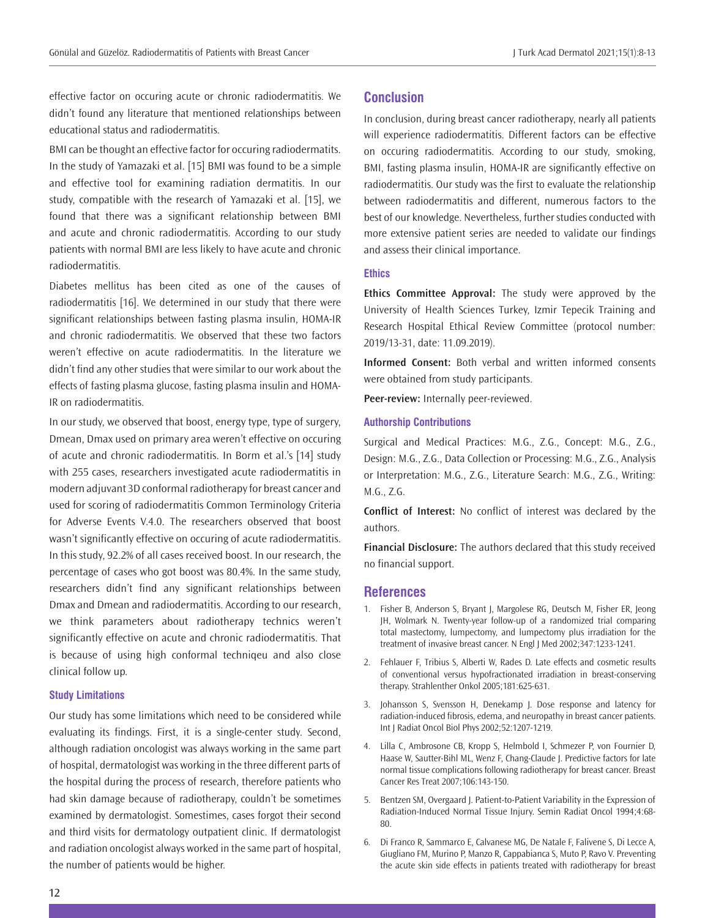effective factor on occuring acute or chronic radiodermatitis. We didn't found any literature that mentioned relationships between educational status and radiodermatitis.

BMI can be thought an effective factor for occuring radiodermatits. In the study of Yamazaki et al. [15] BMI was found to be a simple and effective tool for examining radiation dermatitis. In our study, compatible with the research of Yamazaki et al. [15], we found that there was a significant relationship between BMI and acute and chronic radiodermatitis. According to our study patients with normal BMI are less likely to have acute and chronic radiodermatitis.

Diabetes mellitus has been cited as one of the causes of radiodermatitis [16]. We determined in our study that there were significant relationships between fasting plasma insulin, HOMA-IR and chronic radiodermatitis. We observed that these two factors weren't effective on acute radiodermatitis. In the literature we didn't find any other studies that were similar to our work about the effects of fasting plasma glucose, fasting plasma insulin and HOMA-IR on radiodermatitis.

In our study, we observed that boost, energy type, type of surgery, Dmean, Dmax used on primary area weren't effective on occuring of acute and chronic radiodermatitis. In Borm et al.'s [14] study with 255 cases, researchers investigated acute radiodermatitis in modern adjuvant 3D conformal radiotherapy for breast cancer and used for scoring of radiodermatitis Common Terminology Criteria for Adverse Events V.4.0. The researchers observed that boost wasn't significantly effective on occuring of acute radiodermatitis. In this study, 92.2% of all cases received boost. In our research, the percentage of cases who got boost was 80.4%. In the same study, researchers didn't find any significant relationships between Dmax and Dmean and radiodermatitis. According to our research, we think parameters about radiotherapy technics weren't significantly effective on acute and chronic radiodermatitis. That is because of using high conformal techniqeu and also close clinical follow up.

### Study Limitations

Our study has some limitations which need to be considered while evaluating its findings. First, it is a single-center study. Second, although radiation oncologist was always working in the same part of hospital, dermatologist was working in the three different parts of the hospital during the process of research, therefore patients who had skin damage because of radiotherapy, couldn't be sometimes examined by dermatologist. Somestimes, cases forgot their second and third visits for dermatology outpatient clinic. If dermatologist and radiation oncologist always worked in the same part of hospital, the number of patients would be higher.

## Conclusion

In conclusion, during breast cancer radiotherapy, nearly all patients will experience radiodermatitis. Different factors can be effective on occuring radiodermatitis. According to our study, smoking, BMI, fasting plasma insulin, HOMA-IR are significantly effective on radiodermatitis. Our study was the first to evaluate the relationship between radiodermatitis and different, numerous factors to the best of our knowledge. Nevertheless, further studies conducted with more extensive patient series are needed to validate our findings and assess their clinical importance.

### Ethics

**Ethics Committee Approval:** The study were approved by the University of Health Sciences Turkey, Izmir Tepecik Training and Research Hospital Ethical Review Committee (protocol number: 2019/13-31, date: 11.09.2019).

**Informed Consent:** Both verbal and written informed consents were obtained from study participants.

**Peer-review:** Internally peer-reviewed.

### Authorship Contributions

Surgical and Medical Practices: M.G., Z.G., Concept: M.G., Z.G., Design: M.G., Z.G., Data Collection or Processing: M.G., Z.G., Analysis or Interpretation: M.G., Z.G., Literature Search: M.G., Z.G., Writing: M.G., Z.G.

**Conflict of Interest:** No conflict of interest was declared by the authors.

**Financial Disclosure:** The authors declared that this study received no financial support.

## References

1. Fisher B, Anderson S, Bryant J, Margolese RG, Deutsch M, Fisher ER, Jeong JH, Wolmark N. Twenty-year follow-up of a randomized trial comparing total mastectomy, lumpectomy, and lumpectomy plus irradiation for the treatment of invasive breast cancer. N Engl J Med 2002;347:1233-1241.
2. Fehlauer F, Tribius S, Alberti W, Rades D. Late effects and cosmetic results of conventional versus hypofractionated irradiation in breast-conserving therapy. Strahlenther Onkol 2005;181:625-631.
3. Johansson S, Svensson H, Denekamp J. Dose response and latency for radiation-induced fibrosis, edema, and neuropathy in breast cancer patients. Int J Radiat Oncol Biol Phys 2002;52:1207-1219.
4. Lilla C, Ambrosone CB, Kropp S, Helmbold I, Schmezer P, von Fournier D, Haase W, Sautter-Bihl ML, Wenz F, Chang-Claude J. Predictive factors for late normal tissue complications following radiotherapy for breast cancer. Breast Cancer Res Treat 2007;106:143-150.
5. Bentzen SM, Overgaard J. Patient-to-Patient Variability in the Expression of Radiation-Induced Normal Tissue Injury. Semin Radiat Oncol 1994;4:68-80.
6. Di Franco R, Sammarco E, Calvanese MG, De Natale F, Falivene S, Di Lecce A, Giugliano FM, Murino P, Manzo R, Cappabianca S, Muto P, Ravo V. Preventing the acute skin side effects in patients treated with radiotherapy for breast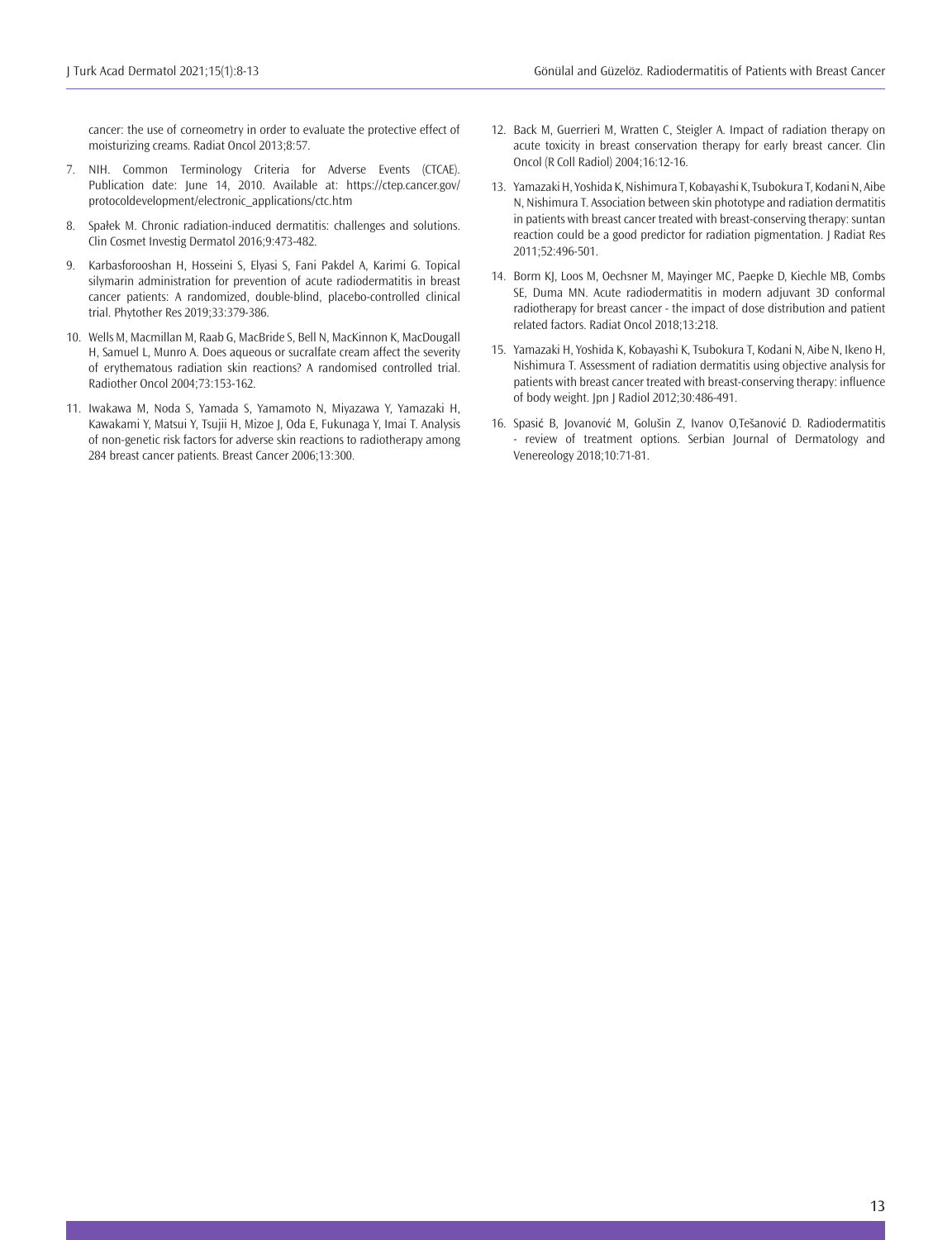cancer: the use of corneometry in order to evaluate the protective effect of moisturizing creams. Radiat Oncol 2013;8:57.

7. NIH. Common Terminology Criteria for Adverse Events (CTCAE). Publication date: June 14, 2010. Available at: https://ctep.cancer.gov/protocoldevelopment/electronic_applications/ctc.htm
8. Spałek M. Chronic radiation-induced dermatitis: challenges and solutions. Clin Cosmet Investig Dermatol 2016;9:473-482.
9. Karbasforooshan H, Hosseini S, Elyasi S, Fani Pakdel A, Karimi G. Topical silymarin administration for prevention of acute radiodermatitis in breast cancer patients: A randomized, double-blind, placebo-controlled clinical trial. Phytother Res 2019;33:379-386.
10. Wells M, Macmillan M, Raab G, MacBride S, Bell N, MacKinnon K, MacDougall H, Samuel L, Munro A. Does aqueous or sucralfate cream affect the severity of erythematous radiation skin reactions? A randomised controlled trial. Radiother Oncol 2004;73:153-162.
11. Iwakawa M, Noda S, Yamada S, Yamamoto N, Miyazawa Y, Yamazaki H, Kawakami Y, Matsui Y, Tsujii H, Mizoe J, Oda E, Fukunaga Y, Imai T. Analysis of non-genetic risk factors for adverse skin reactions to radiotherapy among 284 breast cancer patients. Breast Cancer 2006;13:300.
12. Back M, Guerrieri M, Wratten C, Steigler A. Impact of radiation therapy on acute toxicity in breast conservation therapy for early breast cancer. Clin Oncol (R Coll Radiol) 2004;16:12-16.
13. Yamazaki H, Yoshida K, Nishimura T, Kobayashi K, Tsubokura T, Kodani N, Aibe N, Nishimura T. Association between skin phototype and radiation dermatitis in patients with breast cancer treated with breast-conserving therapy: suntan reaction could be a good predictor for radiation pigmentation. J Radiat Res 2011;52:496-501.
14. Borm KJ, Loos M, Oechsner M, Mayinger MC, Paepke D, Kiechle MB, Combs SE, Duma MN. Acute radiodermatitis in modern adjuvant 3D conformal radiotherapy for breast cancer - the impact of dose distribution and patient related factors. Radiat Oncol 2018;13:218.
15. Yamazaki H, Yoshida K, Kobayashi K, Tsubokura T, Kodani N, Aibe N, Ikeno H, Nishimura T. Assessment of radiation dermatitis using objective analysis for patients with breast cancer treated with breast-conserving therapy: influence of body weight. Jpn J Radiol 2012;30:486-491.
16. Spasić B, Jovanović M, Golušin Z, Ivanov O,Tešanović D. Radiodermatitis - review of treatment options. Serbian Journal of Dermatology and Venereology 2018;10:71-81.